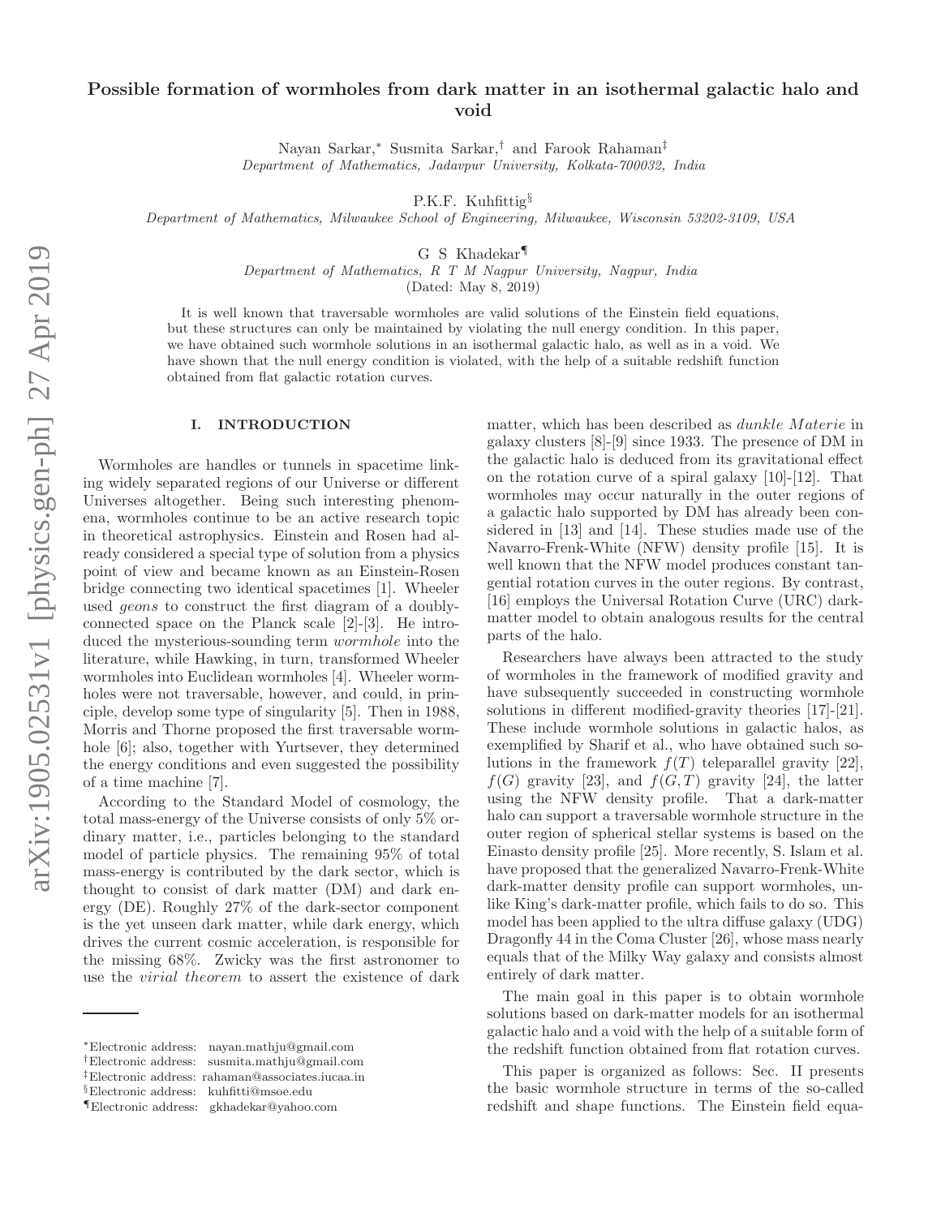# Possible formation of wormholes from dark matter in an isothermal galactic halo and void

Nayan Sarkar,[*] Susmita Sarkar,[†] and Farook Rahaman[‡]
*Department of Mathematics, Jadavpur University, Kolkata-700032, India*

P.K.F. Kuhfittig[§]
*Department of Mathematics, Milwaukee School of Engineering, Milwaukee, Wisconsin 53202-3109, USA*

G S Khadekar[¶]
*Department of Mathematics, R T M Nagpur University, Nagpur, India*
(Dated: May 8, 2019)

It is well known that traversable wormholes are valid solutions of the Einstein field equations, but these structures can only be maintained by violating the null energy condition. In this paper, we have obtained such wormhole solutions in an isothermal galactic halo, as well as in a void. We have shown that the null energy condition is violated, with the help of a suitable redshift function obtained from flat galactic rotation curves.

## I. INTRODUCTION

Wormholes are handles or tunnels in spacetime linking widely separated regions of our Universe or different Universes altogether. Being such interesting phenomena, wormholes continue to be an active research topic in theoretical astrophysics. Einstein and Rosen had already considered a special type of solution from a physics point of view and became known as an Einstein-Rosen bridge connecting two identical spacetimes [1]. Wheeler used *geons* to construct the first diagram of a doubly-connected space on the Planck scale [2]-[3]. He introduced the mysterious-sounding term *wormhole* into the literature, while Hawking, in turn, transformed Wheeler wormholes into Euclidean wormholes [4]. Wheeler wormholes were not traversable, however, and could, in principle, develop some type of singularity [5]. Then in 1988, Morris and Thorne proposed the first traversable wormhole [6]; also, together with Yurtsever, they determined the energy conditions and even suggested the possibility of a time machine [7].

According to the Standard Model of cosmology, the total mass-energy of the Universe consists of only 5% ordinary matter, i.e., particles belonging to the standard model of particle physics. The remaining 95% of total mass-energy is contributed by the dark sector, which is thought to consist of dark matter (DM) and dark energy (DE). Roughly 27% of the dark-sector component is the yet unseen dark matter, while dark energy, which drives the current cosmic acceleration, is responsible for the missing 68%. Zwicky was the first astronomer to use the *virial theorem* to assert the existence of dark matter, which has been described as *dunkle Materie* in galaxy clusters [8]-[9] since 1933. The presence of DM in the galactic halo is deduced from its gravitational effect on the rotation curve of a spiral galaxy [10]-[12]. That wormholes may occur naturally in the outer regions of a galactic halo supported by DM has already been considered in [13] and [14]. These studies made use of the Navarro-Frenk-White (NFW) density profile [15]. It is well known that the NFW model produces constant tangential rotation curves in the outer regions. By contrast, [16] employs the Universal Rotation Curve (URC) dark-matter model to obtain analogous results for the central parts of the halo.

Researchers have always been attracted to the study of wormholes in the framework of modified gravity and have subsequently succeeded in constructing wormhole solutions in different modified-gravity theories [17]-[21]. These include wormhole solutions in galactic halos, as exemplified by Sharif et al., who have obtained such solutions in the framework $f(T)$ teleparallel gravity [22], $f(G)$ gravity [23], and $f(G,T)$ gravity [24], the latter using the NFW density profile. That a dark-matter halo can support a traversable wormhole structure in the outer region of spherical stellar systems is based on the Einasto density profile [25]. More recently, S. Islam et al. have proposed that the generalized Navarro-Frenk-White dark-matter density profile can support wormholes, unlike King's dark-matter profile, which fails to do so. This model has been applied to the ultra diffuse galaxy (UDG) Dragonfly 44 in the Coma Cluster [26], whose mass nearly equals that of the Milky Way galaxy and consists almost entirely of dark matter.

The main goal in this paper is to obtain wormhole solutions based on dark-matter models for an isothermal galactic halo and a void with the help of a suitable form of the redshift function obtained from flat rotation curves.

This paper is organized as follows: Sec. II presents the basic wormhole structure in terms of the so-called redshift and shape functions. The Einstein field equa-

---

[*]Electronic address: nayan.mathju@gmail.com
[†]Electronic address: susmita.mathju@gmail.com
[‡]Electronic address: rahaman@associates.iucaa.in
[§]Electronic address: kuhfitti@msoe.edu
[¶]Electronic address: gkhadekar@yahoo.com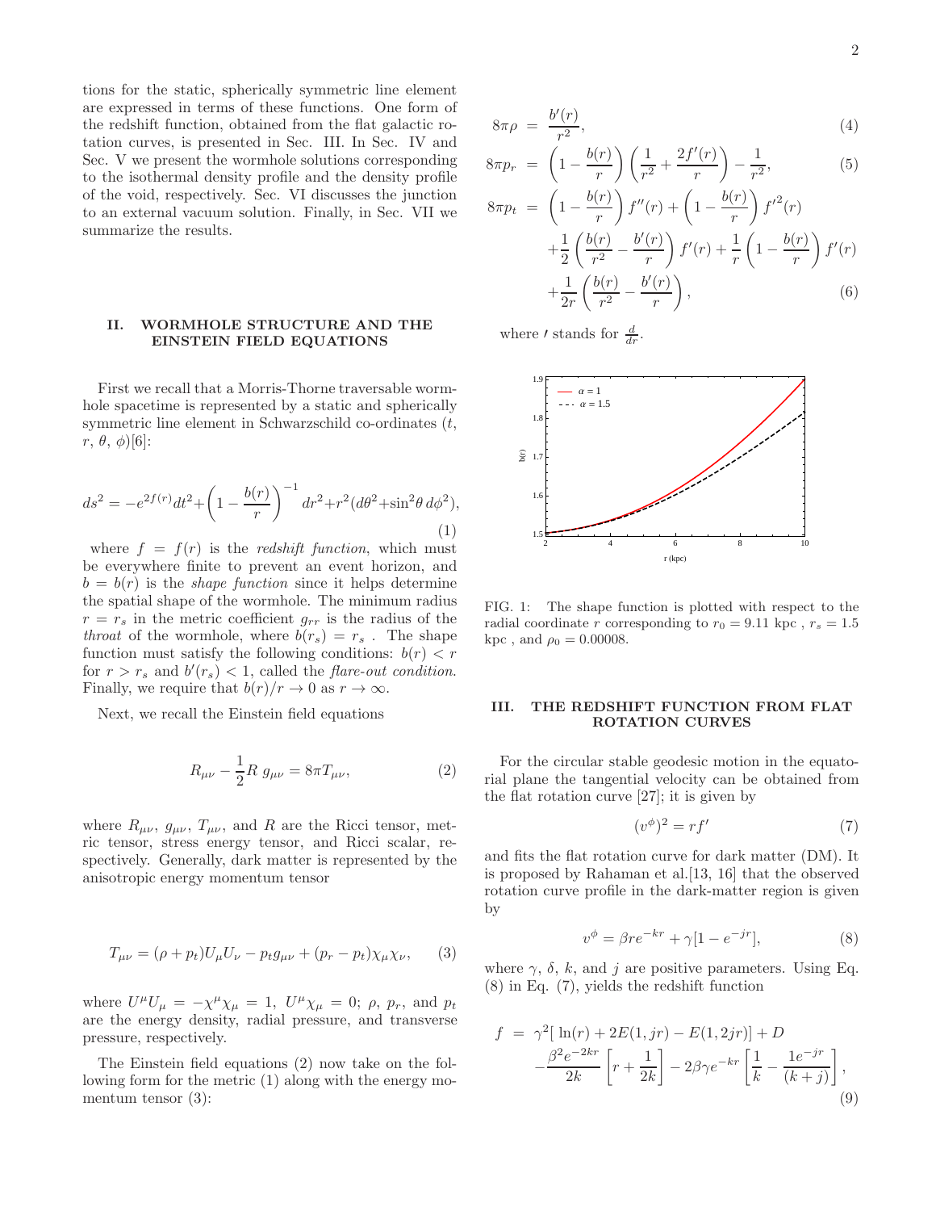tions for the static, spherically symmetric line element are expressed in terms of these functions. One form of the redshift function, obtained from the flat galactic rotation curves, is presented in Sec. III. In Sec. IV and Sec. V we present the wormhole solutions corresponding to the isothermal density profile and the density profile of the void, respectively. Sec. VI discusses the junction to an external vacuum solution. Finally, in Sec. VII we summarize the results.

## II. WORMHOLE STRUCTURE AND THE EINSTEIN FIELD EQUATIONS

First we recall that a Morris-Thorne traversable wormhole spacetime is represented by a static and spherically symmetric line element in Schwarzschild co-ordinates ($t$, $r$, $\theta$, $\phi$)[6]:

$$ds^2 = -e^{2f(r)}dt^2 + \left(1 - \frac{b(r)}{r}\right)^{-1} dr^2 + r^2(d\theta^2 + \sin^2\theta\, d\phi^2), \tag{1}$$

where $f = f(r)$ is the *redshift function*, which must be everywhere finite to prevent an event horizon, and $b = b(r)$ is the *shape function* since it helps determine the spatial shape of the wormhole. The minimum radius $r = r_s$ in the metric coefficient $g_{rr}$ is the radius of the *throat* of the wormhole, where $b(r_s) = r_s$ . The shape function must satisfy the following conditions: $b(r) < r$ for $r > r_s$ and $b'(r_s) < 1$, called the *flare-out condition*. Finally, we require that $b(r)/r \to 0$ as $r \to \infty$.

Next, we recall the Einstein field equations

$$R_{\mu\nu} - \frac{1}{2}R\, g_{\mu\nu} = 8\pi T_{\mu\nu}, \tag{2}$$

where $R_{\mu\nu}$, $g_{\mu\nu}$, $T_{\mu\nu}$, and $R$ are the Ricci tensor, metric tensor, stress energy tensor, and Ricci scalar, respectively. Generally, dark matter is represented by the anisotropic energy momentum tensor

$$T_{\mu\nu} = (\rho + p_t)U_\mu U_\nu - p_t g_{\mu\nu} + (p_r - p_t)\chi_\mu \chi_\nu, \tag{3}$$

where $U^\mu U_\mu = -\chi^\mu \chi_\mu = 1$, $U^\mu \chi_\mu = 0$; $\rho$, $p_r$, and $p_t$ are the energy density, radial pressure, and transverse pressure, respectively.

The Einstein field equations (2) now take on the following form for the metric (1) along with the energy momentum tensor (3):

$$8\pi\rho = \frac{b'(r)}{r^2}, \tag{4}$$

$$8\pi p_r = \left(1 - \frac{b(r)}{r}\right)\left(\frac{1}{r^2} + \frac{2f'(r)}{r}\right) - \frac{1}{r^2}, \tag{5}$$

$$\begin{aligned} 8\pi p_t = &\left(1 - \frac{b(r)}{r}\right) f''(r) + \left(1 - \frac{b(r)}{r}\right) f'^2(r) \\ &+ \frac{1}{2}\left(\frac{b(r)}{r^2} - \frac{b'(r)}{r}\right) f'(r) + \frac{1}{r}\left(1 - \frac{b(r)}{r}\right) f'(r) \\ &+ \frac{1}{2r}\left(\frac{b(r)}{r^2} - \frac{b'(r)}{r}\right), \end{aligned} \tag{6}$$

where $'$ stands for $\frac{d}{dr}$.

FIG. 1: The shape function is plotted with respect to the radial coordinate $r$ corresponding to $r_0 = 9.11$ kpc , $r_s = 1.5$ kpc , and $\rho_0 = 0.00008$.

## III. THE REDSHIFT FUNCTION FROM FLAT ROTATION CURVES

For the circular stable geodesic motion in the equatorial plane the tangential velocity can be obtained from the flat rotation curve [27]; it is given by

$$(v^\phi)^2 = rf' \tag{7}$$

and fits the flat rotation curve for dark matter (DM). It is proposed by Rahaman et al.[13, 16] that the observed rotation curve profile in the dark-matter region is given by

$$v^\phi = \beta r e^{-kr} + \gamma[1 - e^{-jr}], \tag{8}$$

where $\gamma$, $\delta$, $k$, and $j$ are positive parameters. Using Eq. (8) in Eq. (7), yields the redshift function

$$\begin{aligned} f = &\ \gamma^2[\ln(r) + 2E(1, jr) - E(1, 2jr)] + D \\ &- \frac{\beta^2 e^{-2kr}}{2k}\left[r + \frac{1}{2k}\right] - 2\beta\gamma e^{-kr}\left[\frac{1}{k} - \frac{1e^{-jr}}{(k+j)}\right], \end{aligned} \tag{9}$$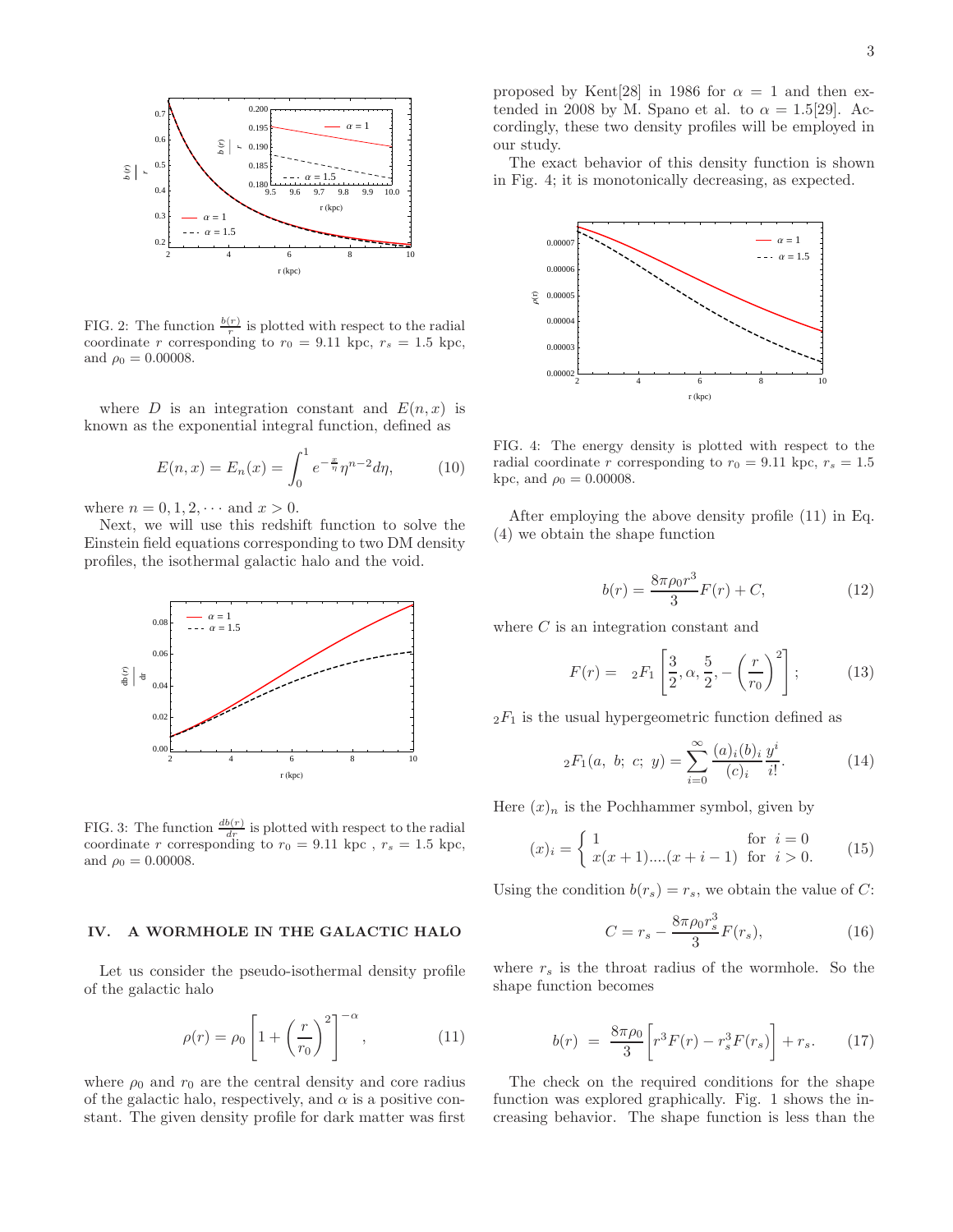FIG. 2: The function $\frac{b(r)}{r}$ is plotted with respect to the radial coordinate $r$ corresponding to $r_0 = 9.11$ kpc, $r_s = 1.5$ kpc, and $\rho_0 = 0.00008$.

where $D$ is an integration constant and $E(n, x)$ is known as the exponential integral function, defined as

$$E(n, x) = E_n(x) = \int_0^1 e^{-\frac{x}{\eta}} \eta^{n-2} d\eta, \tag{10}$$

where $n = 0, 1, 2, \cdots$ and $x > 0$.

Next, we will use this redshift function to solve the Einstein field equations corresponding to two DM density profiles, the isothermal galactic halo and the void.

FIG. 3: The function $\frac{db(r)}{dr}$ is plotted with respect to the radial coordinate $r$ corresponding to $r_0 = 9.11$ kpc , $r_s = 1.5$ kpc, and $\rho_0 = 0.00008$.

## IV. A WORMHOLE IN THE GALACTIC HALO

Let us consider the pseudo-isothermal density profile of the galactic halo

$$\rho(r) = \rho_0 \left[1 + \left(\frac{r}{r_0}\right)^2\right]^{-\alpha}, \tag{11}$$

where $\rho_0$ and $r_0$ are the central density and core radius of the galactic halo, respectively, and $\alpha$ is a positive constant. The given density profile for dark matter was first proposed by Kent[28] in 1986 for $\alpha = 1$ and then extended in 2008 by M. Spano et al. to $\alpha = 1.5$[29]. Accordingly, these two density profiles will be employed in our study.

The exact behavior of this density function is shown in Fig. 4; it is monotonically decreasing, as expected.

FIG. 4: The energy density is plotted with respect to the radial coordinate $r$ corresponding to $r_0 = 9.11$ kpc, $r_s = 1.5$ kpc, and $\rho_0 = 0.00008$.

After employing the above density profile (11) in Eq. (4) we obtain the shape function

$$b(r) = \frac{8\pi\rho_0 r^3}{3} F(r) + C, \tag{12}$$

where $C$ is an integration constant and

$$F(r) = \; _2F_1\left[\frac{3}{2}, \alpha, \frac{5}{2}, -\left(\frac{r}{r_0}\right)^2\right]; \tag{13}$$

$_2F_1$ is the usual hypergeometric function defined as

$$_2F_1(a, \; b; \; c; \; y) = \sum_{i=0}^{\infty} \frac{(a)_i (b)_i}{(c)_i} \frac{y^i}{i!}. \tag{14}$$

Here $(x)_n$ is the Pochhammer symbol, given by

$$(x)_i = \begin{cases} 1 & \text{for } \; i = 0 \\ x(x+1)....(x+i-1) & \text{for } \; i > 0. \end{cases} \tag{15}$$

Using the condition $b(r_s) = r_s$, we obtain the value of $C$:

$$C = r_s - \frac{8\pi\rho_0 r_s^3}{3} F(r_s), \tag{16}$$

where $r_s$ is the throat radius of the wormhole. So the shape function becomes

$$b(r) \;=\; \frac{8\pi\rho_0}{3}\left[r^3 F(r) - r_s^3 F(r_s)\right] + r_s. \tag{17}$$

The check on the required conditions for the shape function was explored graphically. Fig. 1 shows the increasing behavior. The shape function is less than the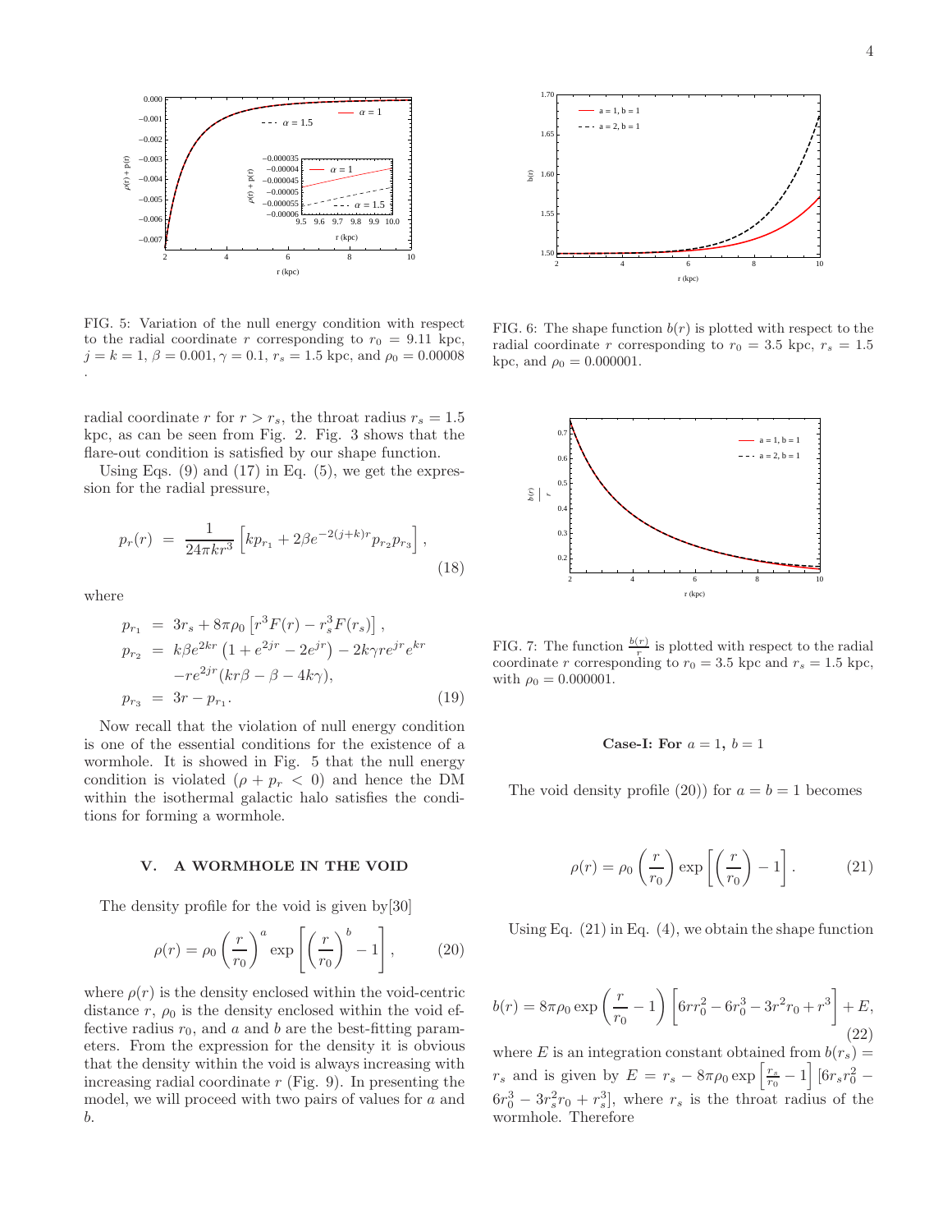FIG. 5: Variation of the null energy condition with respect to the radial coordinate $r$ corresponding to $r_0 = 9.11$ kpc, $j = k = 1$, $\beta = 0.001$, $\gamma = 0.1$, $r_s = 1.5$ kpc, and $\rho_0 = 0.00008$ .

radial coordinate $r$ for $r > r_s$, the throat radius $r_s = 1.5$ kpc, as can be seen from Fig. 2. Fig. 3 shows that the flare-out condition is satisfied by our shape function.

Using Eqs. (9) and (17) in Eq. (5), we get the expression for the radial pressure,

$$p_r(r) = \frac{1}{24\pi k r^3}\left[k p_{r_1} + 2\beta e^{-2(j+k)r} p_{r_2} p_{r_3}\right], \tag{18}$$

where

$$\begin{aligned} p_{r_1} &= 3r_s + 8\pi\rho_0\left[r^3 F(r) - r_s^3 F(r_s)\right], \\ p_{r_2} &= k\beta e^{2kr}\left(1 + e^{2jr} - 2e^{jr}\right) - 2k\gamma r e^{jr} e^{kr} \\ &\quad - r e^{2jr}(kr\beta - \beta - 4k\gamma), \\ p_{r_3} &= 3r - p_{r_1}. \end{aligned} \tag{19}$$

Now recall that the violation of null energy condition is one of the essential conditions for the existence of a wormhole. It is showed in Fig. 5 that the null energy condition is violated ($\rho + p_r < 0$) and hence the DM within the isothermal galactic halo satisfies the conditions for forming a wormhole.

## V. A WORMHOLE IN THE VOID

The density profile for the void is given by[30]

$$\rho(r) = \rho_0\left(\frac{r}{r_0}\right)^a \exp\left[\left(\frac{r}{r_0}\right)^b - 1\right], \tag{20}$$

where $\rho(r)$ is the density enclosed within the void-centric distance $r$, $\rho_0$ is the density enclosed within the void effective radius $r_0$, and $a$ and $b$ are the best-fitting parameters. From the expression for the density it is obvious that the density within the void is always increasing with increasing radial coordinate $r$ (Fig. 9). In presenting the model, we will proceed with two pairs of values for $a$ and $b$.

FIG. 6: The shape function $b(r)$ is plotted with respect to the radial coordinate $r$ corresponding to $r_0 = 3.5$ kpc, $r_s = 1.5$ kpc, and $\rho_0 = 0.000001$.

FIG. 7: The function $\frac{b(r)}{r}$ is plotted with respect to the radial coordinate $r$ corresponding to $r_0 = 3.5$ kpc and $r_s = 1.5$ kpc, with $\rho_0 = 0.000001$.

**Case-I: For $a = 1$, $b = 1$**

The void density profile (20)) for $a = b = 1$ becomes

$$\rho(r) = \rho_0\left(\frac{r}{r_0}\right)\exp\left[\left(\frac{r}{r_0}\right) - 1\right]. \tag{21}$$

Using Eq. (21) in Eq. (4), we obtain the shape function

$$b(r) = 8\pi\rho_0 \exp\left(\frac{r}{r_0} - 1\right)\left[6rr_0^2 - 6r_0^3 - 3r^2 r_0 + r^3\right] + E, \tag{22}$$

where $E$ is an integration constant obtained from $b(r_s) = r_s$ and is given by $E = r_s - 8\pi\rho_0 \exp\left[\frac{r_s}{r_0} - 1\right]\left[6r_s r_0^2 - 6r_0^3 - 3r_s^2 r_0 + r_s^3\right]$, where $r_s$ is the throat radius of the wormhole. Therefore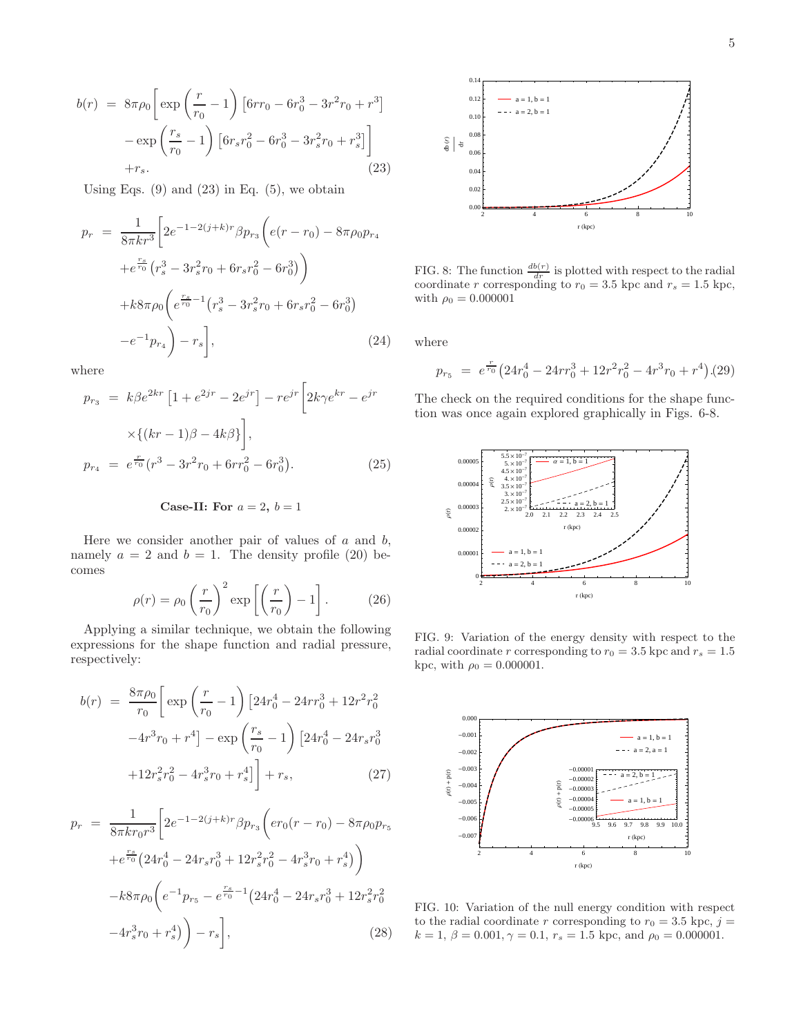$$
\begin{aligned}
b(r) &= 8\pi\rho_0\Bigg[\exp\left(\frac{r}{r_0}-1\right)\left[6rr_0-6r_0^3-3r^2r_0+r^3\right] \\
&-\exp\left(\frac{r_s}{r_0}-1\right)\left[6r_sr_0^2-6r_0^3-3r_s^2r_0+r_s^3\right]\Bigg] \\
&+r_s. \qquad (23)
\end{aligned}
$$

Using Eqs. (9) and (23) in Eq. (5), we obtain

$$
\begin{aligned}
p_r &= \frac{1}{8\pi kr^3}\Bigg[2e^{-1-2(j+k)r}\beta p_{r_3}\Bigg(e(r-r_0)-8\pi\rho_0p_{r_4} \\
&+e^{\frac{r_s}{r_0}}\left(r_s^3-3r_s^2r_0+6r_sr_0^2-6r_0^3\right)\Bigg) \\
&+k8\pi\rho_0\Bigg(e^{\frac{r_s}{r_0}-1}\left(r_s^3-3r_s^2r_0+6r_sr_0^2-6r_0^3\right) \\
&-e^{-1}p_{r_4}\Bigg)-r_s\Bigg], \qquad (24)
\end{aligned}
$$

where

$$
\begin{aligned}
p_{r_3} &= k\beta e^{2kr}\left[1+e^{2jr}-2e^{jr}\right]-re^{jr}\Bigg[2k\gamma e^{kr}-e^{jr} \\
&\times\{(kr-1)\beta-4k\beta\}\Bigg], \\
p_{r_4} &= e^{\frac{r}{r_0}}(r^3-3r^2r_0+6rr_0^2-6r_0^3). \qquad (25)
\end{aligned}
$$

**Case-II: For $a=2,\ b=1$**

Here we consider another pair of values of $a$ and $b$, namely $a=2$ and $b=1$. The density profile (20) becomes

$$
\rho(r)=\rho_0\left(\frac{r}{r_0}\right)^2\exp\left[\left(\frac{r}{r_0}\right)-1\right]. \qquad (26)
$$

Applying a similar technique, we obtain the following expressions for the shape function and radial pressure, respectively:

$$
\begin{aligned}
b(r) &= \frac{8\pi\rho_0}{r_0}\Bigg[\exp\left(\frac{r}{r_0}-1\right)\big[24r_0^4-24rr_0^3+12r^2r_0^2 \\
&-4r^3r_0+r^4\big]-\exp\left(\frac{r_s}{r_0}-1\right)\big[24r_0^4-24r_sr_0^3 \\
&+12r_s^2r_0^2-4r_s^3r_0+r_s^4\big]\Bigg]+r_s, \qquad (27)
\end{aligned}
$$

$$
\begin{aligned}
p_r &= \frac{1}{8\pi kr_0r^3}\Bigg[2e^{-1-2(j+k)r}\beta p_{r_3}\Bigg(er_0(r-r_0)-8\pi\rho_0p_{r_5} \\
&+e^{\frac{r_s}{r_0}}\big(24r_0^4-24r_sr_0^3+12r_s^2r_0^2-4r_s^3r_0+r_s^4\big)\Bigg) \\
&-k8\pi\rho_0\Bigg(e^{-1}p_{r_5}-e^{\frac{r_s}{r_0}-1}\big(24r_0^4-24r_sr_0^3+12r_s^2r_0^2 \\
&-4r_s^3r_0+r_s^4\big)\Bigg)-r_s\Bigg], \qquad (28)
\end{aligned}
$$

FIG. 8: The function $\frac{db(r)}{dr}$ is plotted with respect to the radial coordinate $r$ corresponding to $r_0=3.5$ kpc and $r_s=1.5$ kpc, with $\rho_0=0.000001$

where

$$
p_{r_5} = e^{\frac{r}{r_0}}\big(24r_0^4-24rr_0^3+12r^2r_0^2-4r^3r_0+r^4\big). \qquad (29)
$$

The check on the required conditions for the shape function was once again explored graphically in Figs. 6-8.

FIG. 9: Variation of the energy density with respect to the radial coordinate $r$ corresponding to $r_0=3.5$ kpc and $r_s=1.5$ kpc, with $\rho_0=0.000001$.

FIG. 10: Variation of the null energy condition with respect to the radial coordinate $r$ corresponding to $r_0=3.5$ kpc, $j=k=1$, $\beta=0.001$, $\gamma=0.1$, $r_s=1.5$ kpc, and $\rho_0=0.000001$.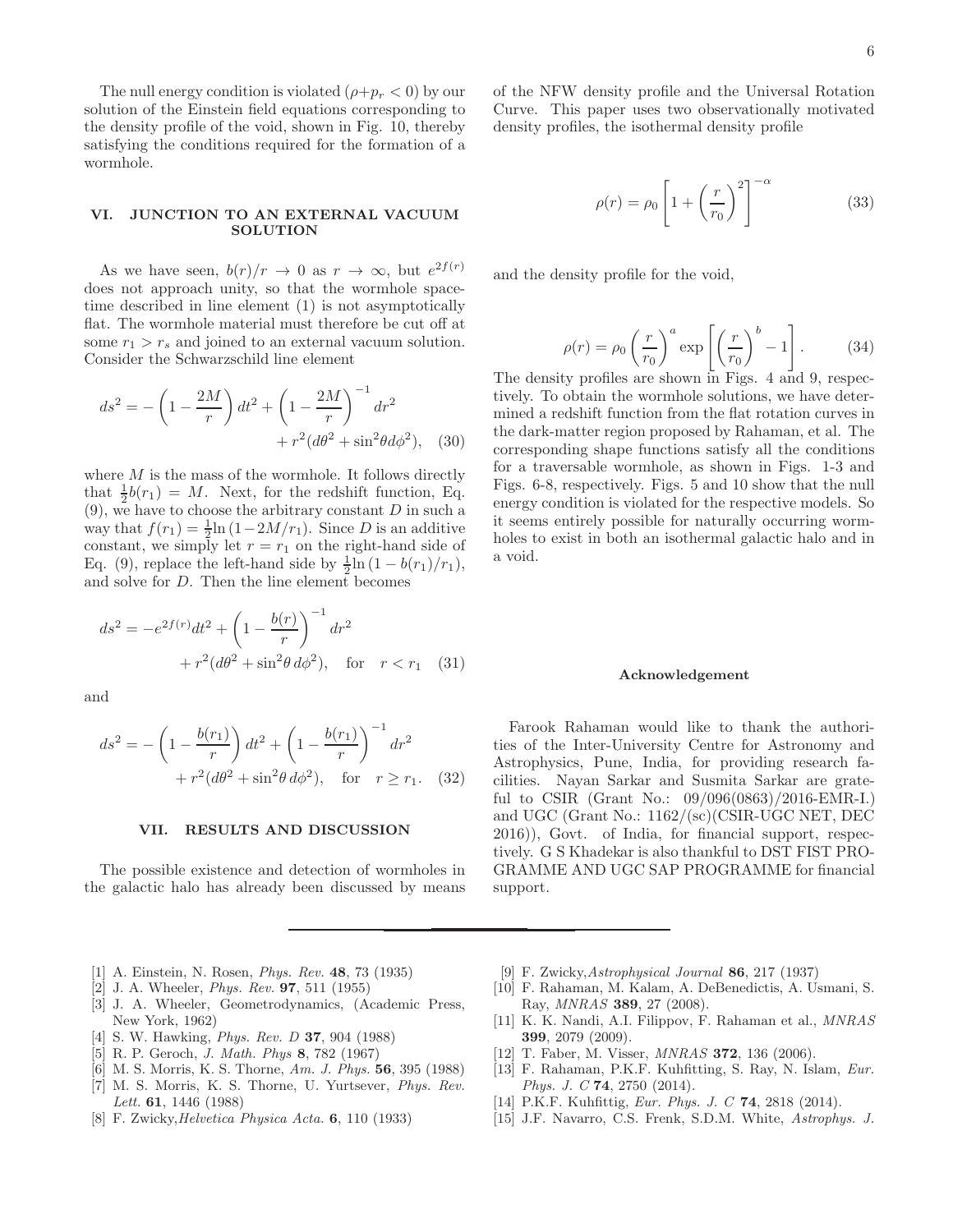The null energy condition is violated ($\rho+p_r<0$) by our solution of the Einstein field equations corresponding to the density profile of the void, shown in Fig. 10, thereby satisfying the conditions required for the formation of a wormhole.

## VI. JUNCTION TO AN EXTERNAL VACUUM SOLUTION

As we have seen, $b(r)/r \to 0$ as $r \to \infty$, but $e^{2f(r)}$ does not approach unity, so that the wormhole spacetime described in line element (1) is not asymptotically flat. The wormhole material must therefore be cut off at some $r_1 > r_s$ and joined to an external vacuum solution. Consider the Schwarzschild line element

$$ds^2 = -\left(1-\frac{2M}{r}\right)dt^2 + \left(1-\frac{2M}{r}\right)^{-1}dr^2 + r^2(d\theta^2+\sin^2\theta d\phi^2), \quad (30)$$

where $M$ is the mass of the wormhole. It follows directly that $\frac{1}{2}b(r_1) = M$. Next, for the redshift function, Eq. (9), we have to choose the arbitrary constant $D$ in such a way that $f(r_1) = \frac{1}{2}\ln(1-2M/r_1)$. Since $D$ is an additive constant, we simply let $r = r_1$ on the right-hand side of Eq. (9), replace the left-hand side by $\frac{1}{2}\ln(1-b(r_1)/r_1)$, and solve for $D$. Then the line element becomes

$$ds^2 = -e^{2f(r)}dt^2 + \left(1-\frac{b(r)}{r}\right)^{-1}dr^2 + r^2(d\theta^2+\sin^2\theta\, d\phi^2), \quad \text{for} \quad r<r_1 \quad (31)$$

and

$$ds^2 = -\left(1-\frac{b(r_1)}{r}\right)dt^2 + \left(1-\frac{b(r_1)}{r}\right)^{-1}dr^2 + r^2(d\theta^2+\sin^2\theta\, d\phi^2), \quad \text{for} \quad r\geq r_1. \quad (32)$$

## VII. RESULTS AND DISCUSSION

The possible existence and detection of wormholes in the galactic halo has already been discussed by means of the NFW density profile and the Universal Rotation Curve. This paper uses two observationally motivated density profiles, the isothermal density profile

$$\rho(r) = \rho_0\left[1+\left(\frac{r}{r_0}\right)^2\right]^{-\alpha} \quad (33)$$

and the density profile for the void,

$$\rho(r) = \rho_0\left(\frac{r}{r_0}\right)^a \exp\left[\left(\frac{r}{r_0}\right)^b - 1\right]. \quad (34)$$

The density profiles are shown in Figs. 4 and 9, respectively. To obtain the wormhole solutions, we have determined a redshift function from the flat rotation curves in the dark-matter region proposed by Rahaman, et al. The corresponding shape functions satisfy all the conditions for a traversable wormhole, as shown in Figs. 1-3 and Figs. 6-8, respectively. Figs. 5 and 10 show that the null energy condition is violated for the respective models. So it seems entirely possible for naturally occurring wormholes to exist in both an isothermal galactic halo and in a void.

### Acknowledgement

Farook Rahaman would like to thank the authorities of the Inter-University Centre for Astronomy and Astrophysics, Pune, India, for providing research facilities. Nayan Sarkar and Susmita Sarkar are grateful to CSIR (Grant No.: 09/096(0863)/2016-EMR-I.) and UGC (Grant No.: 1162/(sc)(CSIR-UGC NET, DEC 2016)), Govt. of India, for financial support, respectively. G S Khadekar is also thankful to DST FIST PROGRAMME AND UGC SAP PROGRAMME for financial support.

---

[1] A. Einstein, N. Rosen, *Phys. Rev.* **48**, 73 (1935)
[2] J. A. Wheeler, *Phys. Rev.* **97**, 511 (1955)
[3] J. A. Wheeler, Geometrodynamics, (Academic Press, New York, 1962)
[4] S. W. Hawking, *Phys. Rev. D* **37**, 904 (1988)
[5] R. P. Geroch, *J. Math. Phys* **8**, 782 (1967)
[6] M. S. Morris, K. S. Thorne, *Am. J. Phys.* **56**, 395 (1988)
[7] M. S. Morris, K. S. Thorne, U. Yurtsever, *Phys. Rev. Lett.* **61**, 1446 (1988)
[8] F. Zwicky,*Helvetica Physica Acta.* **6**, 110 (1933)
[9] F. Zwicky,*Astrophysical Journal* **86**, 217 (1937)
[10] F. Rahaman, M. Kalam, A. DeBenedictis, A. Usmani, S. Ray, *MNRAS* **389**, 27 (2008).
[11] K. K. Nandi, A.I. Filippov, F. Rahaman et al., *MNRAS* **399**, 2079 (2009).
[12] T. Faber, M. Visser, *MNRAS* **372**, 136 (2006).
[13] F. Rahaman, P.K.F. Kuhfitting, S. Ray, N. Islam, *Eur. Phys. J. C* **74**, 2750 (2014).
[14] P.K.F. Kuhfittig, *Eur. Phys. J. C* **74**, 2818 (2014).
[15] J.F. Navarro, C.S. Frenk, S.D.M. White, *Astrophys. J.*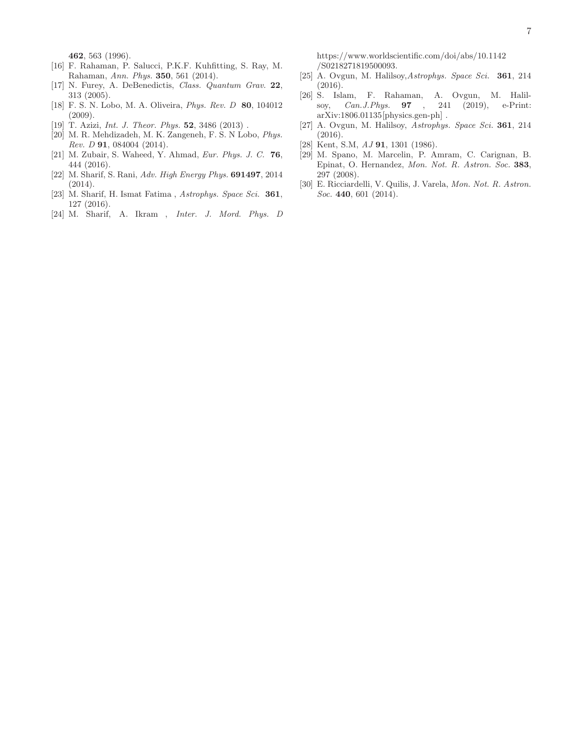**462**, 563 (1996).

[16] F. Rahaman, P. Salucci, P.K.F. Kuhfitting, S. Ray, M. Rahaman, *Ann. Phys.* **350**, 561 (2014).

[17] N. Furey, A. DeBenedictis, *Class. Quantum Grav.* **22**, 313 (2005).

[18] F. S. N. Lobo, M. A. Oliveira, *Phys. Rev. D* **80**, 104012 (2009).

[19] T. Azizi, *Int. J. Theor. Phys.* **52**, 3486 (2013) .

[20] M. R. Mehdizadeh, M. K. Zangeneh, F. S. N Lobo, *Phys. Rev. D* **91**, 084004 (2014).

[21] M. Zubair, S. Waheed, Y. Ahmad, *Eur. Phys. J. C.* **76**, 444 (2016).

[22] M. Sharif, S. Rani, *Adv. High Energy Phys.* **691497**, 2014 (2014).

[23] M. Sharif, H. Ismat Fatima , *Astrophys. Space Sci.* **361**, 127 (2016).

[24] M. Sharif, A. Ikram , *Inter. J. Mord. Phys. D* https://www.worldscientific.com/doi/abs/10.1142/S0218271819500093.

[25] A. Ovgun, M. Halilsoy,*Astrophys. Space Sci.* **361**, 214 (2016).

[26] S. Islam, F. Rahaman, A. Ovgun, M. Halilsoy, *Can.J.Phys.* **97** , 241 (2019), e-Print: arXiv:1806.01135[physics.gen-ph] .

[27] A. Ovgun, M. Halilsoy, *Astrophys. Space Sci.* **361**, 214 (2016).

[28] Kent, S.M, *AJ* **91**, 1301 (1986).

[29] M. Spano, M. Marcelin, P. Amram, C. Carignan, B. Epinat, O. Hernandez, *Mon. Not. R. Astron. Soc.* **383**, 297 (2008).

[30] E. Ricciardelli, V. Quilis, J. Varela, *Mon. Not. R. Astron. Soc.* **440**, 601 (2014).